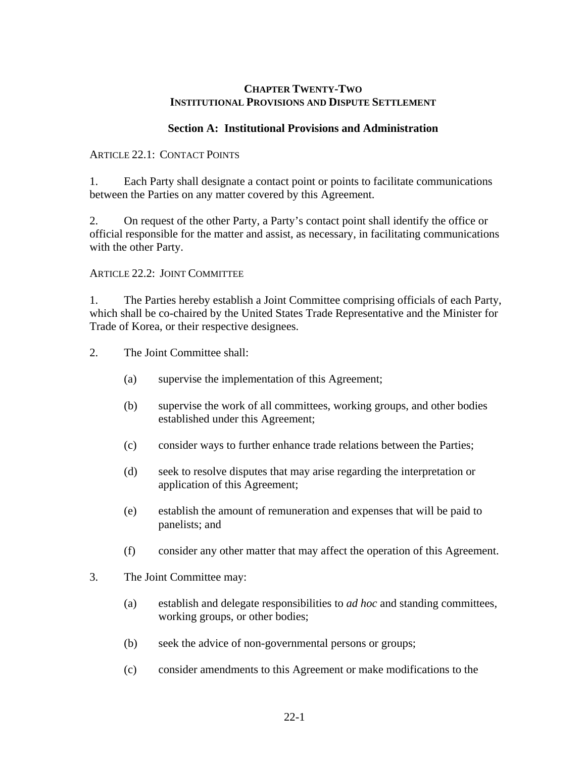# CHAPTER TWENTY-TWO
# INSTITUTIONAL PROVISIONS AND DISPUTE SETTLEMENT

## Section A: Institutional Provisions and Administration

### ARTICLE 22.1: CONTACT POINTS

1. Each Party shall designate a contact point or points to facilitate communications between the Parties on any matter covered by this Agreement.

2. On request of the other Party, a Party's contact point shall identify the office or official responsible for the matter and assist, as necessary, in facilitating communications with the other Party.

### ARTICLE 22.2: JOINT COMMITTEE

1. The Parties hereby establish a Joint Committee comprising officials of each Party, which shall be co-chaired by the United States Trade Representative and the Minister for Trade of Korea, or their respective designees.

2. The Joint Committee shall:

   (a) supervise the implementation of this Agreement;

   (b) supervise the work of all committees, working groups, and other bodies established under this Agreement;

   (c) consider ways to further enhance trade relations between the Parties;

   (d) seek to resolve disputes that may arise regarding the interpretation or application of this Agreement;

   (e) establish the amount of remuneration and expenses that will be paid to panelists; and

   (f) consider any other matter that may affect the operation of this Agreement.

3. The Joint Committee may:

   (a) establish and delegate responsibilities to *ad hoc* and standing committees, working groups, or other bodies;

   (b) seek the advice of non-governmental persons or groups;

   (c) consider amendments to this Agreement or make modifications to the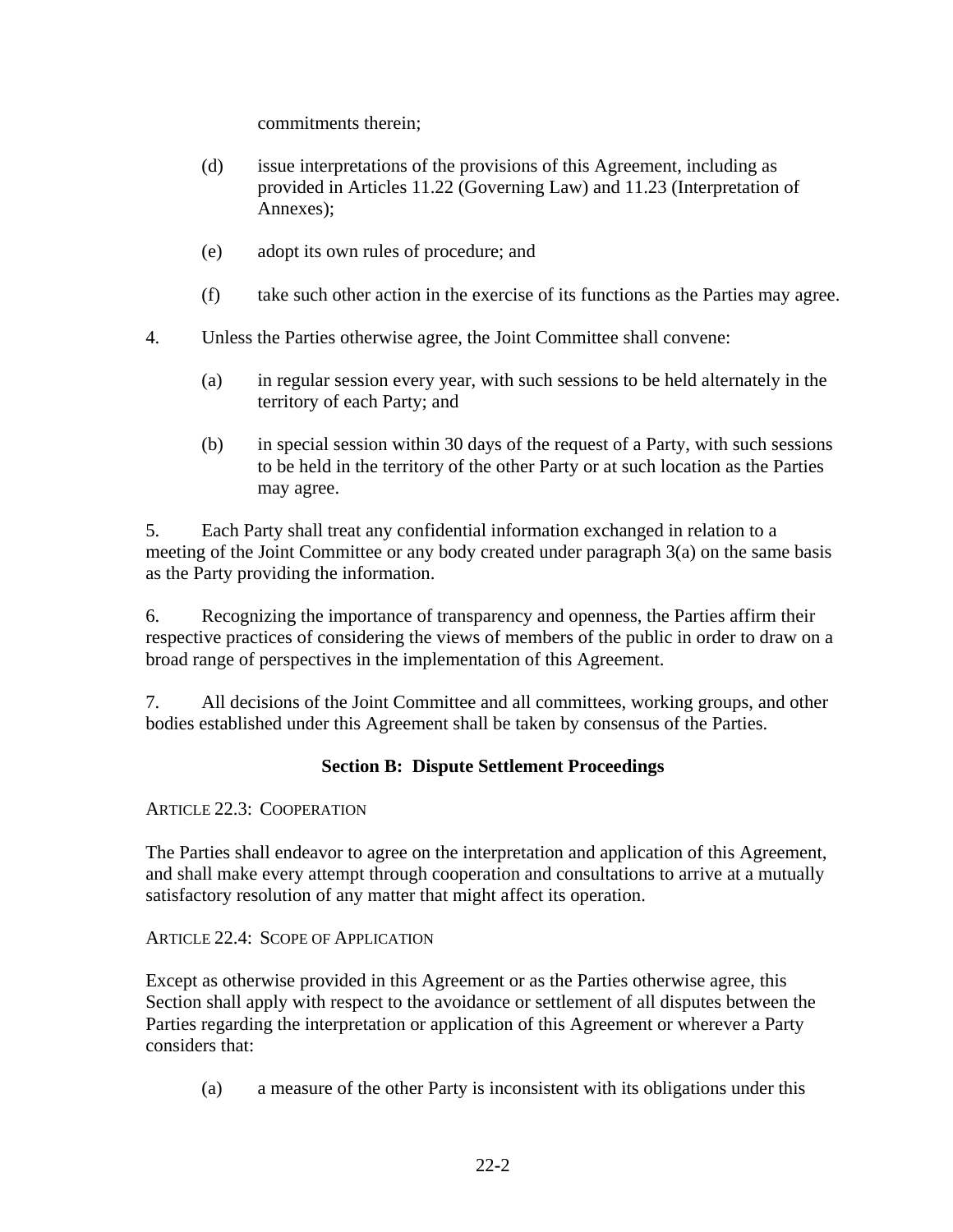commitments therein;

(d) issue interpretations of the provisions of this Agreement, including as provided in Articles 11.22 (Governing Law) and 11.23 (Interpretation of Annexes);

(e) adopt its own rules of procedure; and

(f) take such other action in the exercise of its functions as the Parties may agree.

4. Unless the Parties otherwise agree, the Joint Committee shall convene:

(a) in regular session every year, with such sessions to be held alternately in the territory of each Party; and

(b) in special session within 30 days of the request of a Party, with such sessions to be held in the territory of the other Party or at such location as the Parties may agree.

5. Each Party shall treat any confidential information exchanged in relation to a meeting of the Joint Committee or any body created under paragraph 3(a) on the same basis as the Party providing the information.

6. Recognizing the importance of transparency and openness, the Parties affirm their respective practices of considering the views of members of the public in order to draw on a broad range of perspectives in the implementation of this Agreement.

7. All decisions of the Joint Committee and all committees, working groups, and other bodies established under this Agreement shall be taken by consensus of the Parties.

## Section B: Dispute Settlement Proceedings

ARTICLE 22.3: COOPERATION

The Parties shall endeavor to agree on the interpretation and application of this Agreement, and shall make every attempt through cooperation and consultations to arrive at a mutually satisfactory resolution of any matter that might affect its operation.

ARTICLE 22.4: SCOPE OF APPLICATION

Except as otherwise provided in this Agreement or as the Parties otherwise agree, this Section shall apply with respect to the avoidance or settlement of all disputes between the Parties regarding the interpretation or application of this Agreement or wherever a Party considers that:

(a) a measure of the other Party is inconsistent with its obligations under this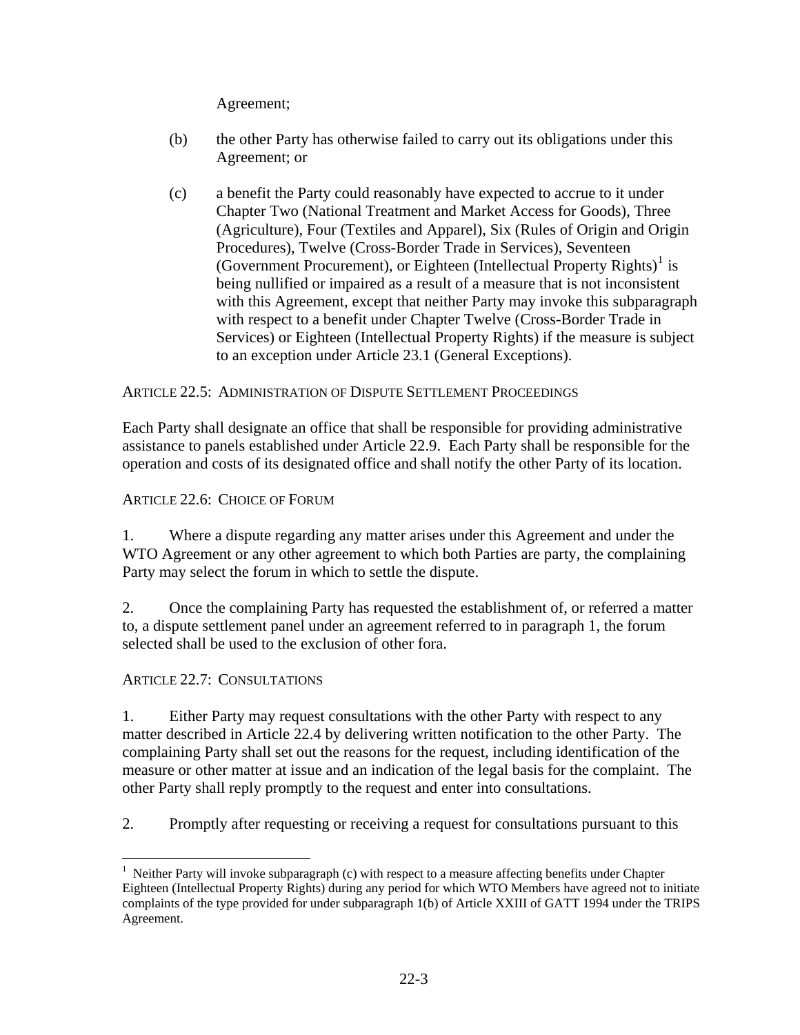Agreement;

(b) the other Party has otherwise failed to carry out its obligations under this Agreement; or

(c) a benefit the Party could reasonably have expected to accrue to it under Chapter Two (National Treatment and Market Access for Goods), Three (Agriculture), Four (Textiles and Apparel), Six (Rules of Origin and Origin Procedures), Twelve (Cross-Border Trade in Services), Seventeen (Government Procurement), or Eighteen (Intellectual Property Rights)[1] is being nullified or impaired as a result of a measure that is not inconsistent with this Agreement, except that neither Party may invoke this subparagraph with respect to a benefit under Chapter Twelve (Cross-Border Trade in Services) or Eighteen (Intellectual Property Rights) if the measure is subject to an exception under Article 23.1 (General Exceptions).

ARTICLE 22.5: ADMINISTRATION OF DISPUTE SETTLEMENT PROCEEDINGS

Each Party shall designate an office that shall be responsible for providing administrative assistance to panels established under Article 22.9. Each Party shall be responsible for the operation and costs of its designated office and shall notify the other Party of its location.

ARTICLE 22.6: CHOICE OF FORUM

1. Where a dispute regarding any matter arises under this Agreement and under the WTO Agreement or any other agreement to which both Parties are party, the complaining Party may select the forum in which to settle the dispute.

2. Once the complaining Party has requested the establishment of, or referred a matter to, a dispute settlement panel under an agreement referred to in paragraph 1, the forum selected shall be used to the exclusion of other fora.

ARTICLE 22.7: CONSULTATIONS

1. Either Party may request consultations with the other Party with respect to any matter described in Article 22.4 by delivering written notification to the other Party. The complaining Party shall set out the reasons for the request, including identification of the measure or other matter at issue and an indication of the legal basis for the complaint. The other Party shall reply promptly to the request and enter into consultations.

2. Promptly after requesting or receiving a request for consultations pursuant to this

---

[1] Neither Party will invoke subparagraph (c) with respect to a measure affecting benefits under Chapter Eighteen (Intellectual Property Rights) during any period for which WTO Members have agreed not to initiate complaints of the type provided for under subparagraph 1(b) of Article XXIII of GATT 1994 under the TRIPS Agreement.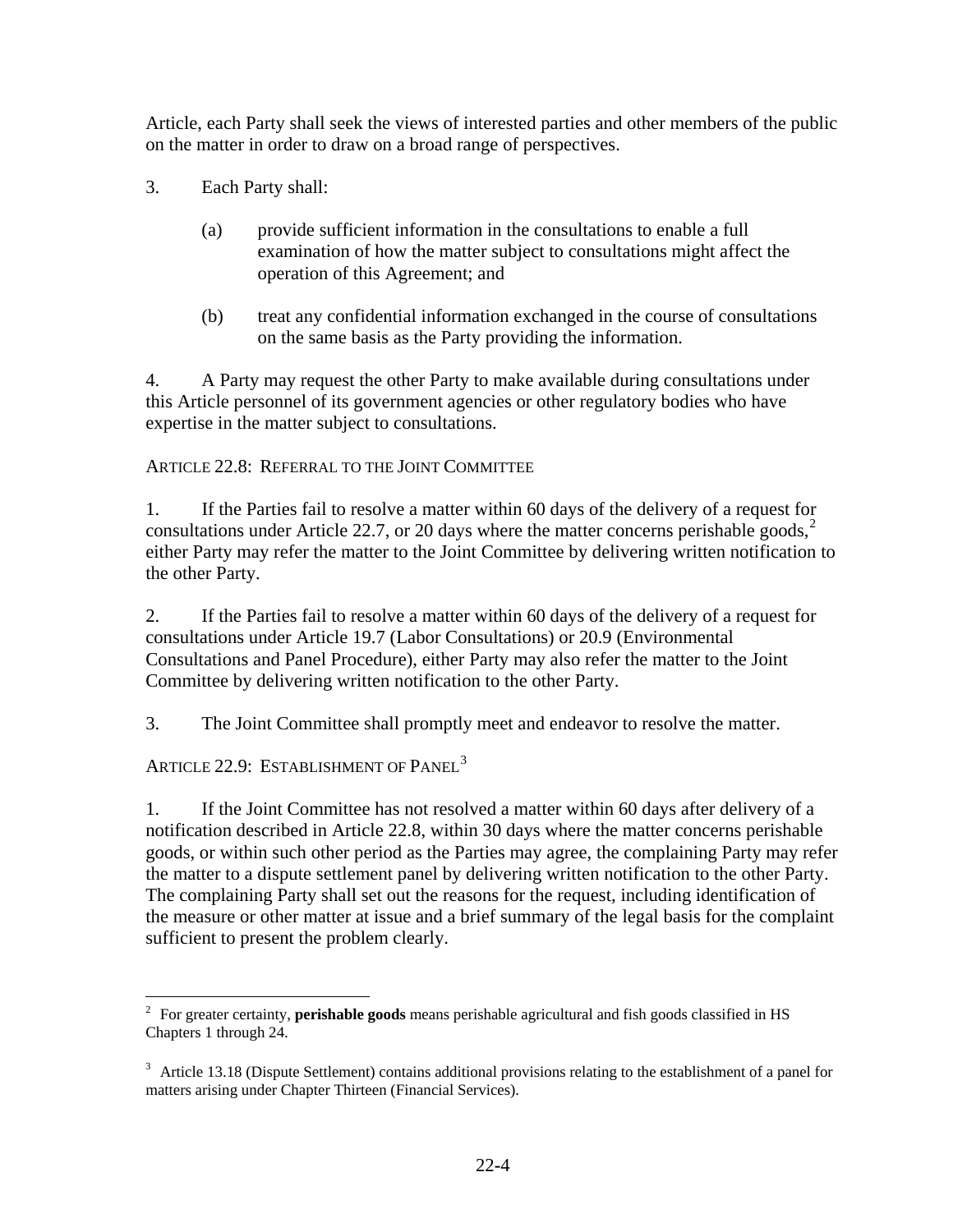Article, each Party shall seek the views of interested parties and other members of the public on the matter in order to draw on a broad range of perspectives.

3. Each Party shall:

(a) provide sufficient information in the consultations to enable a full examination of how the matter subject to consultations might affect the operation of this Agreement; and

(b) treat any confidential information exchanged in the course of consultations on the same basis as the Party providing the information.

4. A Party may request the other Party to make available during consultations under this Article personnel of its government agencies or other regulatory bodies who have expertise in the matter subject to consultations.

ARTICLE 22.8: REFERRAL TO THE JOINT COMMITTEE

1. If the Parties fail to resolve a matter within 60 days of the delivery of a request for consultations under Article 22.7, or 20 days where the matter concerns perishable goods,[2] either Party may refer the matter to the Joint Committee by delivering written notification to the other Party.

2. If the Parties fail to resolve a matter within 60 days of the delivery of a request for consultations under Article 19.7 (Labor Consultations) or 20.9 (Environmental Consultations and Panel Procedure), either Party may also refer the matter to the Joint Committee by delivering written notification to the other Party.

3. The Joint Committee shall promptly meet and endeavor to resolve the matter.

ARTICLE 22.9: ESTABLISHMENT OF PANEL[3]

1. If the Joint Committee has not resolved a matter within 60 days after delivery of a notification described in Article 22.8, within 30 days where the matter concerns perishable goods, or within such other period as the Parties may agree, the complaining Party may refer the matter to a dispute settlement panel by delivering written notification to the other Party. The complaining Party shall set out the reasons for the request, including identification of the measure or other matter at issue and a brief summary of the legal basis for the complaint sufficient to present the problem clearly.

---

[2] For greater certainty, **perishable goods** means perishable agricultural and fish goods classified in HS Chapters 1 through 24.

[3] Article 13.18 (Dispute Settlement) contains additional provisions relating to the establishment of a panel for matters arising under Chapter Thirteen (Financial Services).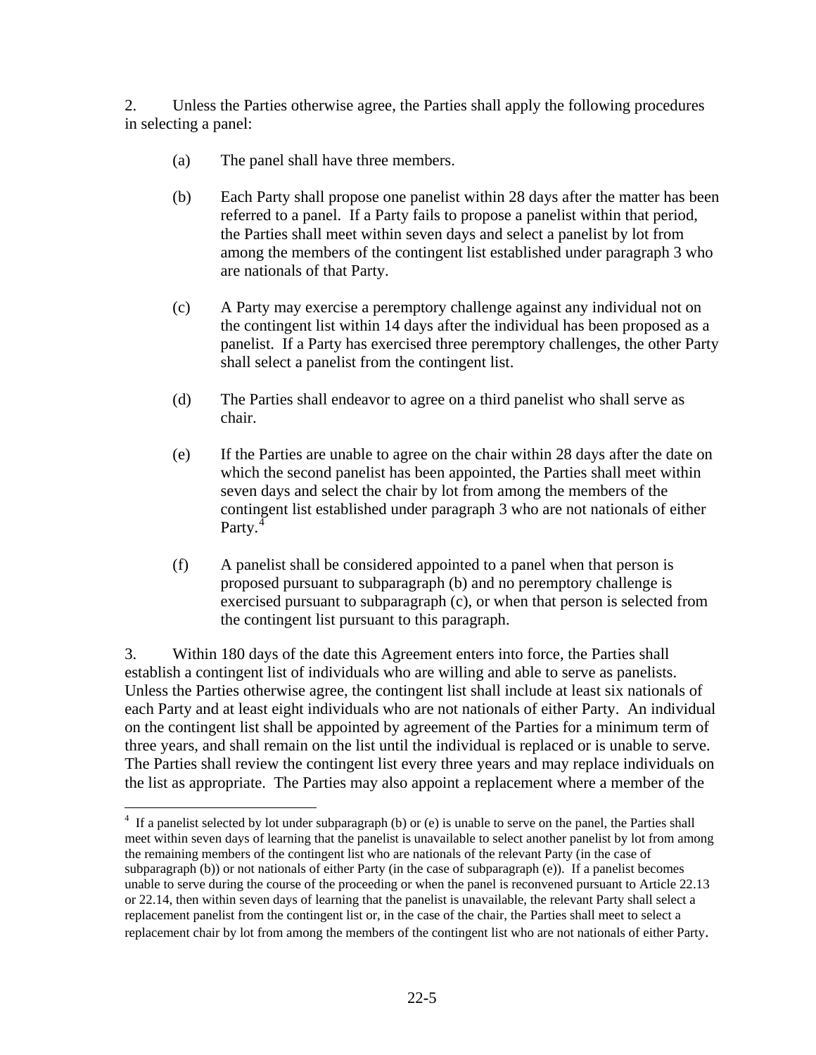2. Unless the Parties otherwise agree, the Parties shall apply the following procedures in selecting a panel:

(a) The panel shall have three members.

(b) Each Party shall propose one panelist within 28 days after the matter has been referred to a panel. If a Party fails to propose a panelist within that period, the Parties shall meet within seven days and select a panelist by lot from among the members of the contingent list established under paragraph 3 who are nationals of that Party.

(c) A Party may exercise a peremptory challenge against any individual not on the contingent list within 14 days after the individual has been proposed as a panelist. If a Party has exercised three peremptory challenges, the other Party shall select a panelist from the contingent list.

(d) The Parties shall endeavor to agree on a third panelist who shall serve as chair.

(e) If the Parties are unable to agree on the chair within 28 days after the date on which the second panelist has been appointed, the Parties shall meet within seven days and select the chair by lot from among the members of the contingent list established under paragraph 3 who are not nationals of either Party.[4]

(f) A panelist shall be considered appointed to a panel when that person is proposed pursuant to subparagraph (b) and no peremptory challenge is exercised pursuant to subparagraph (c), or when that person is selected from the contingent list pursuant to this paragraph.

3. Within 180 days of the date this Agreement enters into force, the Parties shall establish a contingent list of individuals who are willing and able to serve as panelists. Unless the Parties otherwise agree, the contingent list shall include at least six nationals of each Party and at least eight individuals who are not nationals of either Party. An individual on the contingent list shall be appointed by agreement of the Parties for a minimum term of three years, and shall remain on the list until the individual is replaced or is unable to serve. The Parties shall review the contingent list every three years and may replace individuals on the list as appropriate. The Parties may also appoint a replacement where a member of the

---

[4] If a panelist selected by lot under subparagraph (b) or (e) is unable to serve on the panel, the Parties shall meet within seven days of learning that the panelist is unavailable to select another panelist by lot from among the remaining members of the contingent list who are nationals of the relevant Party (in the case of subparagraph (b)) or not nationals of either Party (in the case of subparagraph (e)). If a panelist becomes unable to serve during the course of the proceeding or when the panel is reconvened pursuant to Article 22.13 or 22.14, then within seven days of learning that the panelist is unavailable, the relevant Party shall select a replacement panelist from the contingent list or, in the case of the chair, the Parties shall meet to select a replacement chair by lot from among the members of the contingent list who are not nationals of either Party.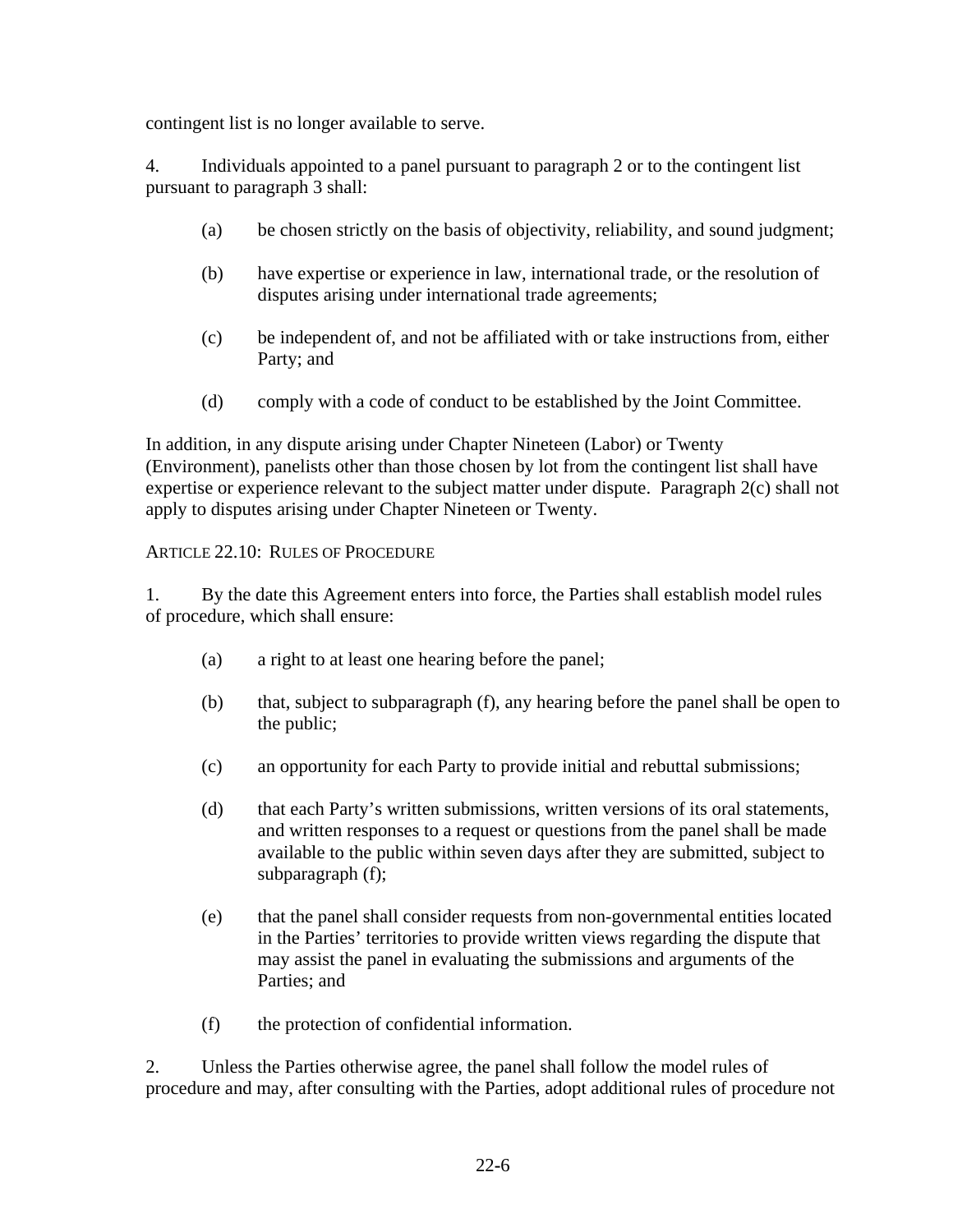contingent list is no longer available to serve.

4. Individuals appointed to a panel pursuant to paragraph 2 or to the contingent list pursuant to paragraph 3 shall:

(a) be chosen strictly on the basis of objectivity, reliability, and sound judgment;

(b) have expertise or experience in law, international trade, or the resolution of disputes arising under international trade agreements;

(c) be independent of, and not be affiliated with or take instructions from, either Party; and

(d) comply with a code of conduct to be established by the Joint Committee.

In addition, in any dispute arising under Chapter Nineteen (Labor) or Twenty (Environment), panelists other than those chosen by lot from the contingent list shall have expertise or experience relevant to the subject matter under dispute. Paragraph 2(c) shall not apply to disputes arising under Chapter Nineteen or Twenty.

ARTICLE 22.10: RULES OF PROCEDURE

1. By the date this Agreement enters into force, the Parties shall establish model rules of procedure, which shall ensure:

(a) a right to at least one hearing before the panel;

(b) that, subject to subparagraph (f), any hearing before the panel shall be open to the public;

(c) an opportunity for each Party to provide initial and rebuttal submissions;

(d) that each Party's written submissions, written versions of its oral statements, and written responses to a request or questions from the panel shall be made available to the public within seven days after they are submitted, subject to subparagraph (f);

(e) that the panel shall consider requests from non-governmental entities located in the Parties' territories to provide written views regarding the dispute that may assist the panel in evaluating the submissions and arguments of the Parties; and

(f) the protection of confidential information.

2. Unless the Parties otherwise agree, the panel shall follow the model rules of procedure and may, after consulting with the Parties, adopt additional rules of procedure not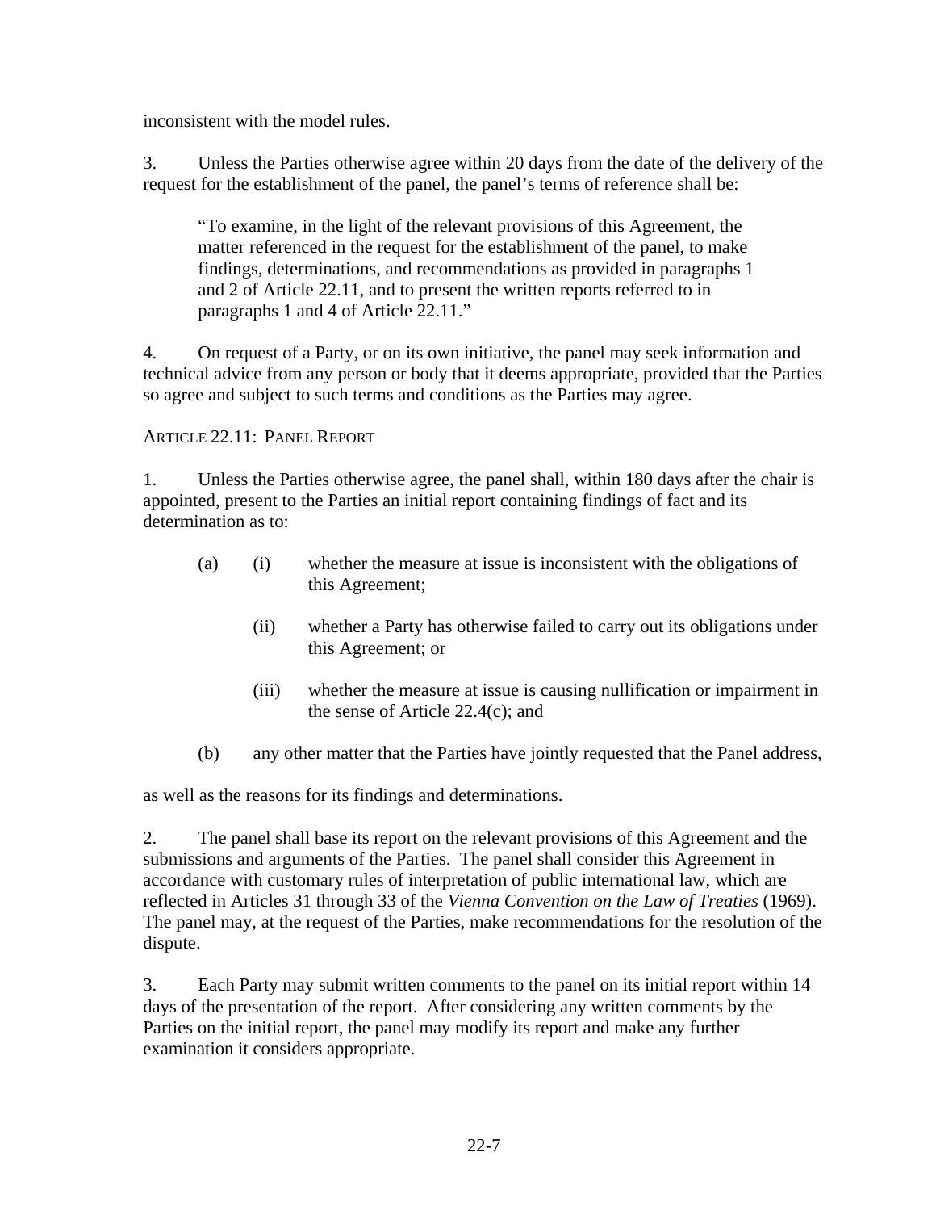inconsistent with the model rules.

3. Unless the Parties otherwise agree within 20 days from the date of the delivery of the request for the establishment of the panel, the panel's terms of reference shall be:

> "To examine, in the light of the relevant provisions of this Agreement, the matter referenced in the request for the establishment of the panel, to make findings, determinations, and recommendations as provided in paragraphs 1 and 2 of Article 22.11, and to present the written reports referred to in paragraphs 1 and 4 of Article 22.11."

4. On request of a Party, or on its own initiative, the panel may seek information and technical advice from any person or body that it deems appropriate, provided that the Parties so agree and subject to such terms and conditions as the Parties may agree.

ARTICLE 22.11: PANEL REPORT

1. Unless the Parties otherwise agree, the panel shall, within 180 days after the chair is appointed, present to the Parties an initial report containing findings of fact and its determination as to:

(a) (i) whether the measure at issue is inconsistent with the obligations of this Agreement;

(ii) whether a Party has otherwise failed to carry out its obligations under this Agreement; or

(iii) whether the measure at issue is causing nullification or impairment in the sense of Article 22.4(c); and

(b) any other matter that the Parties have jointly requested that the Panel address,

as well as the reasons for its findings and determinations.

2. The panel shall base its report on the relevant provisions of this Agreement and the submissions and arguments of the Parties. The panel shall consider this Agreement in accordance with customary rules of interpretation of public international law, which are reflected in Articles 31 through 33 of the *Vienna Convention on the Law of Treaties* (1969). The panel may, at the request of the Parties, make recommendations for the resolution of the dispute.

3. Each Party may submit written comments to the panel on its initial report within 14 days of the presentation of the report. After considering any written comments by the Parties on the initial report, the panel may modify its report and make any further examination it considers appropriate.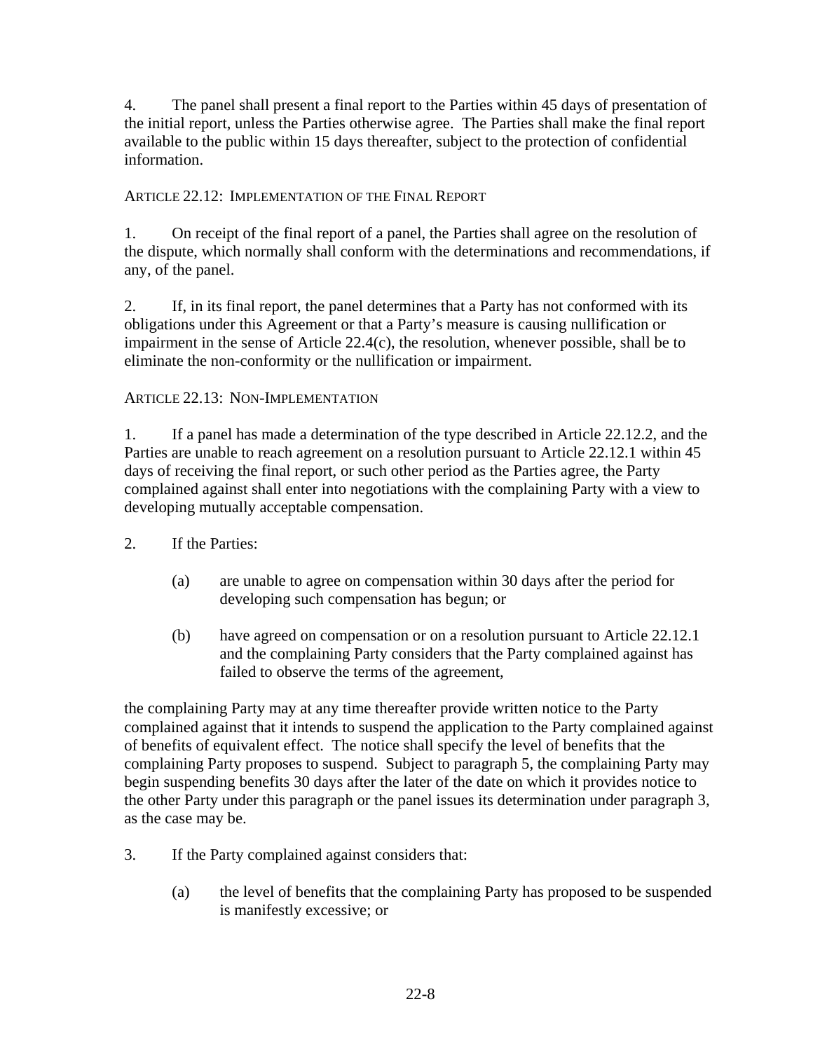4. The panel shall present a final report to the Parties within 45 days of presentation of the initial report, unless the Parties otherwise agree. The Parties shall make the final report available to the public within 15 days thereafter, subject to the protection of confidential information.

### Article 22.12: Implementation of the Final Report

1. On receipt of the final report of a panel, the Parties shall agree on the resolution of the dispute, which normally shall conform with the determinations and recommendations, if any, of the panel.

2. If, in its final report, the panel determines that a Party has not conformed with its obligations under this Agreement or that a Party's measure is causing nullification or impairment in the sense of Article 22.4(c), the resolution, whenever possible, shall be to eliminate the non-conformity or the nullification or impairment.

### Article 22.13: Non-Implementation

1. If a panel has made a determination of the type described in Article 22.12.2, and the Parties are unable to reach agreement on a resolution pursuant to Article 22.12.1 within 45 days of receiving the final report, or such other period as the Parties agree, the Party complained against shall enter into negotiations with the complaining Party with a view to developing mutually acceptable compensation.

2. If the Parties:

   (a) are unable to agree on compensation within 30 days after the period for developing such compensation has begun; or

   (b) have agreed on compensation or on a resolution pursuant to Article 22.12.1 and the complaining Party considers that the Party complained against has failed to observe the terms of the agreement,

the complaining Party may at any time thereafter provide written notice to the Party complained against that it intends to suspend the application to the Party complained against of benefits of equivalent effect. The notice shall specify the level of benefits that the complaining Party proposes to suspend. Subject to paragraph 5, the complaining Party may begin suspending benefits 30 days after the later of the date on which it provides notice to the other Party under this paragraph or the panel issues its determination under paragraph 3, as the case may be.

3. If the Party complained against considers that:

   (a) the level of benefits that the complaining Party has proposed to be suspended is manifestly excessive; or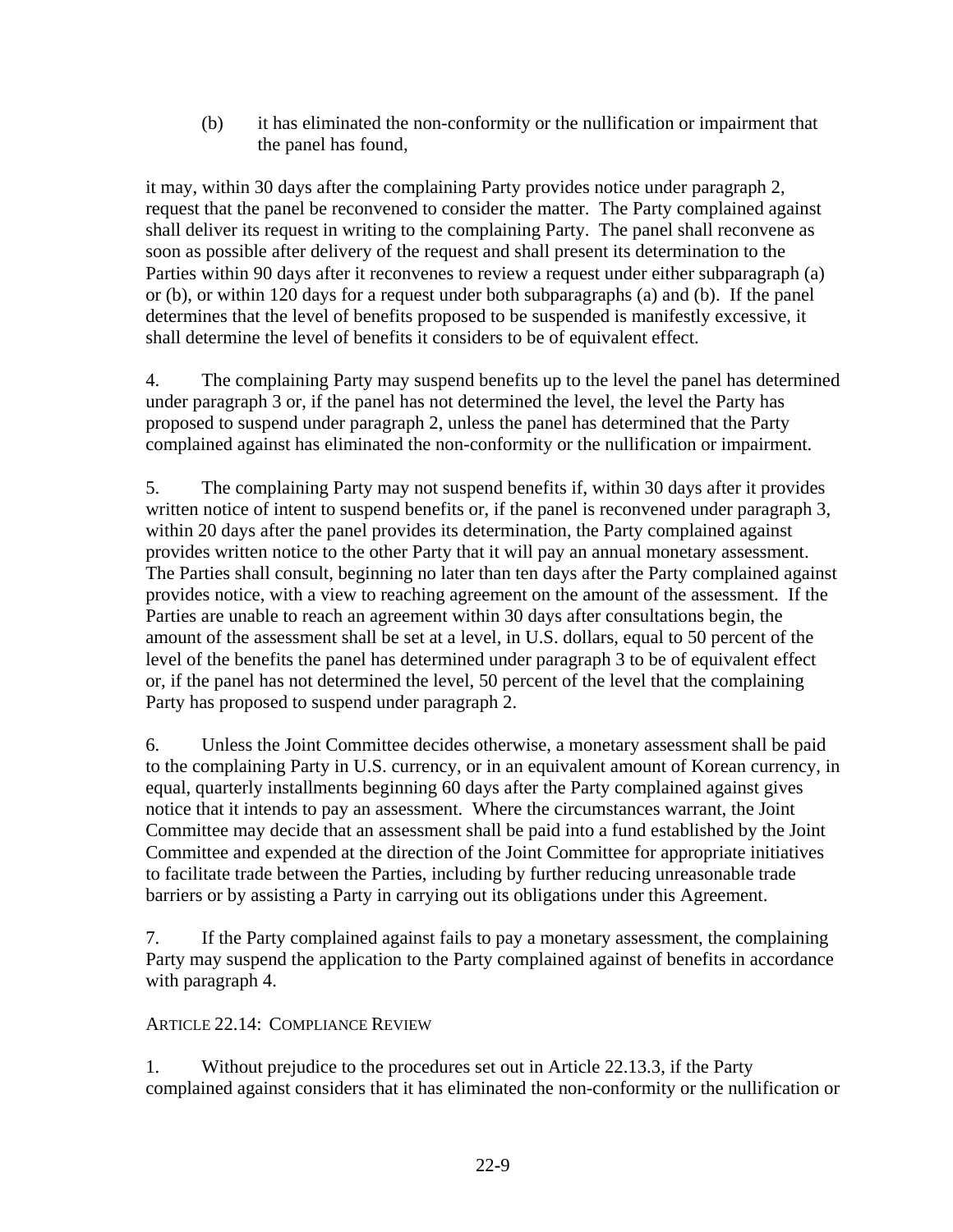(b) it has eliminated the non-conformity or the nullification or impairment that the panel has found,

it may, within 30 days after the complaining Party provides notice under paragraph 2, request that the panel be reconvened to consider the matter. The Party complained against shall deliver its request in writing to the complaining Party. The panel shall reconvene as soon as possible after delivery of the request and shall present its determination to the Parties within 90 days after it reconvenes to review a request under either subparagraph (a) or (b), or within 120 days for a request under both subparagraphs (a) and (b). If the panel determines that the level of benefits proposed to be suspended is manifestly excessive, it shall determine the level of benefits it considers to be of equivalent effect.

4. The complaining Party may suspend benefits up to the level the panel has determined under paragraph 3 or, if the panel has not determined the level, the level the Party has proposed to suspend under paragraph 2, unless the panel has determined that the Party complained against has eliminated the non-conformity or the nullification or impairment.

5. The complaining Party may not suspend benefits if, within 30 days after it provides written notice of intent to suspend benefits or, if the panel is reconvened under paragraph 3, within 20 days after the panel provides its determination, the Party complained against provides written notice to the other Party that it will pay an annual monetary assessment. The Parties shall consult, beginning no later than ten days after the Party complained against provides notice, with a view to reaching agreement on the amount of the assessment. If the Parties are unable to reach an agreement within 30 days after consultations begin, the amount of the assessment shall be set at a level, in U.S. dollars, equal to 50 percent of the level of the benefits the panel has determined under paragraph 3 to be of equivalent effect or, if the panel has not determined the level, 50 percent of the level that the complaining Party has proposed to suspend under paragraph 2.

6. Unless the Joint Committee decides otherwise, a monetary assessment shall be paid to the complaining Party in U.S. currency, or in an equivalent amount of Korean currency, in equal, quarterly installments beginning 60 days after the Party complained against gives notice that it intends to pay an assessment. Where the circumstances warrant, the Joint Committee may decide that an assessment shall be paid into a fund established by the Joint Committee and expended at the direction of the Joint Committee for appropriate initiatives to facilitate trade between the Parties, including by further reducing unreasonable trade barriers or by assisting a Party in carrying out its obligations under this Agreement.

7. If the Party complained against fails to pay a monetary assessment, the complaining Party may suspend the application to the Party complained against of benefits in accordance with paragraph 4.

## ARTICLE 22.14: COMPLIANCE REVIEW

1. Without prejudice to the procedures set out in Article 22.13.3, if the Party complained against considers that it has eliminated the non-conformity or the nullification or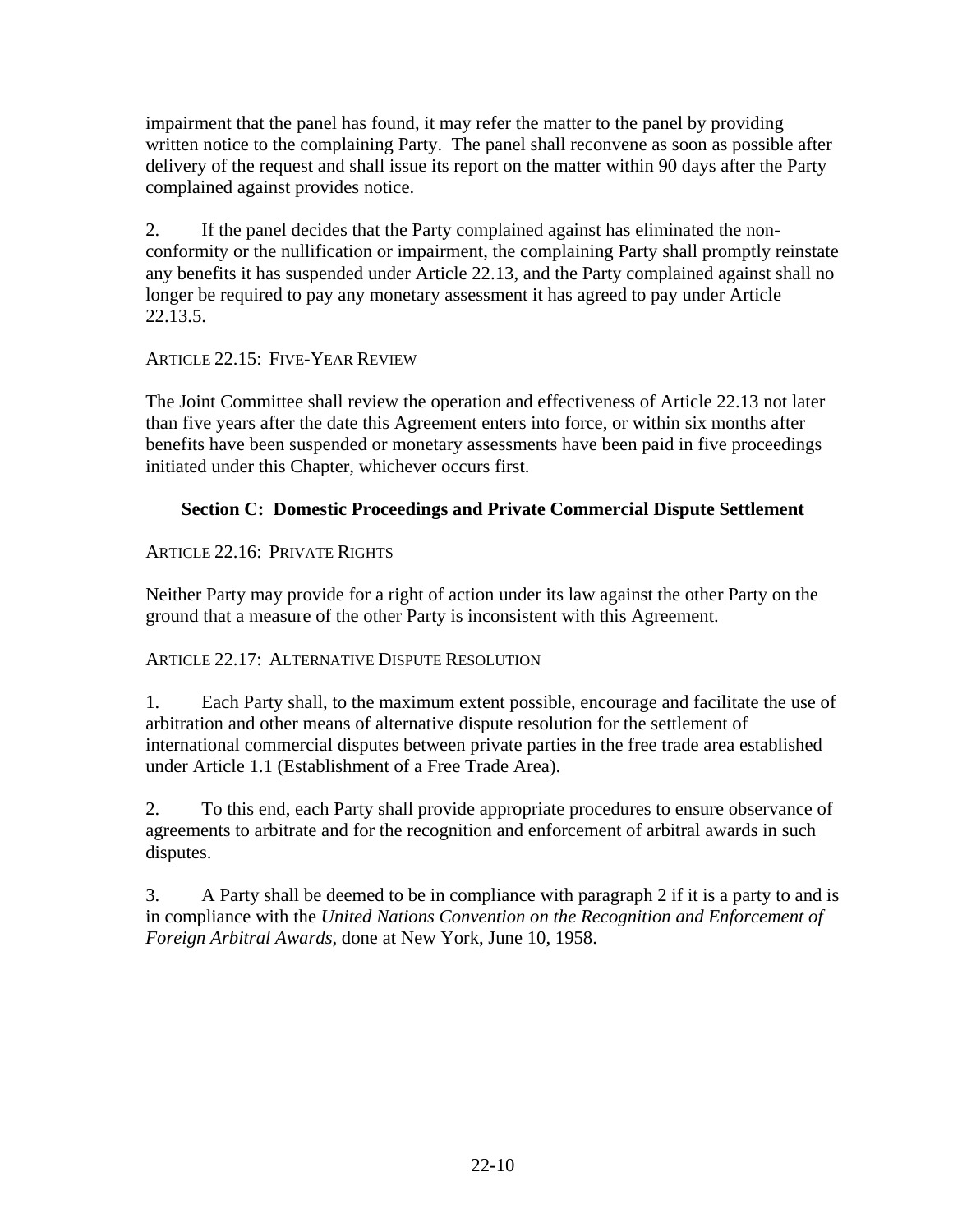impairment that the panel has found, it may refer the matter to the panel by providing written notice to the complaining Party. The panel shall reconvene as soon as possible after delivery of the request and shall issue its report on the matter within 90 days after the Party complained against provides notice.

2. If the panel decides that the Party complained against has eliminated the non-conformity or the nullification or impairment, the complaining Party shall promptly reinstate any benefits it has suspended under Article 22.13, and the Party complained against shall no longer be required to pay any monetary assessment it has agreed to pay under Article 22.13.5.

ARTICLE 22.15: FIVE-YEAR REVIEW

The Joint Committee shall review the operation and effectiveness of Article 22.13 not later than five years after the date this Agreement enters into force, or within six months after benefits have been suspended or monetary assessments have been paid in five proceedings initiated under this Chapter, whichever occurs first.

## Section C: Domestic Proceedings and Private Commercial Dispute Settlement

ARTICLE 22.16: PRIVATE RIGHTS

Neither Party may provide for a right of action under its law against the other Party on the ground that a measure of the other Party is inconsistent with this Agreement.

ARTICLE 22.17: ALTERNATIVE DISPUTE RESOLUTION

1. Each Party shall, to the maximum extent possible, encourage and facilitate the use of arbitration and other means of alternative dispute resolution for the settlement of international commercial disputes between private parties in the free trade area established under Article 1.1 (Establishment of a Free Trade Area).

2. To this end, each Party shall provide appropriate procedures to ensure observance of agreements to arbitrate and for the recognition and enforcement of arbitral awards in such disputes.

3. A Party shall be deemed to be in compliance with paragraph 2 if it is a party to and is in compliance with the *United Nations Convention on the Recognition and Enforcement of Foreign Arbitral Awards*, done at New York, June 10, 1958.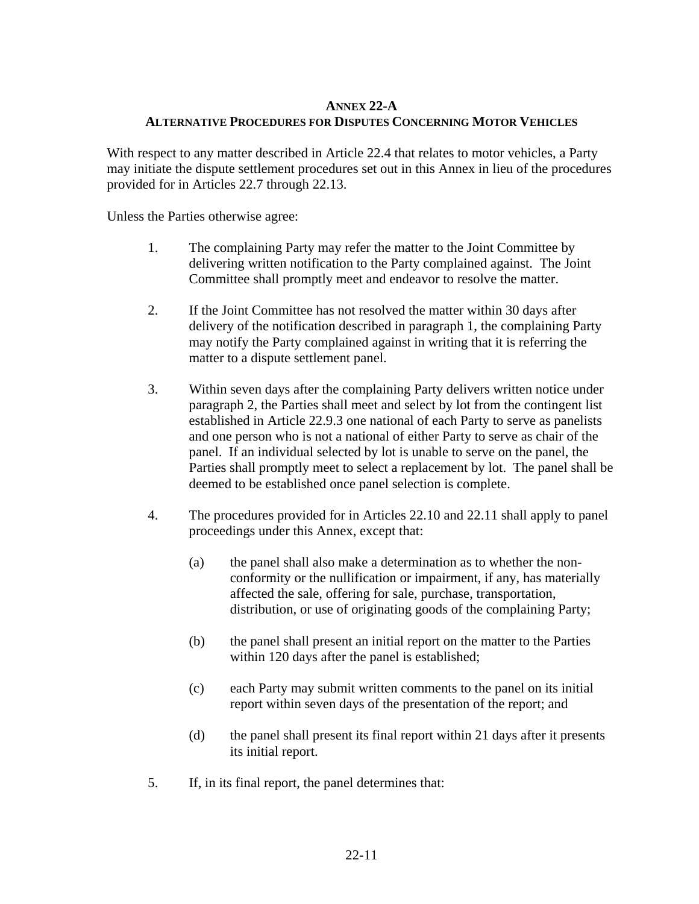## Annex 22-A
## Alternative Procedures for Disputes Concerning Motor Vehicles

With respect to any matter described in Article 22.4 that relates to motor vehicles, a Party may initiate the dispute settlement procedures set out in this Annex in lieu of the procedures provided for in Articles 22.7 through 22.13.

Unless the Parties otherwise agree:

1. The complaining Party may refer the matter to the Joint Committee by delivering written notification to the Party complained against. The Joint Committee shall promptly meet and endeavor to resolve the matter.

2. If the Joint Committee has not resolved the matter within 30 days after delivery of the notification described in paragraph 1, the complaining Party may notify the Party complained against in writing that it is referring the matter to a dispute settlement panel.

3. Within seven days after the complaining Party delivers written notice under paragraph 2, the Parties shall meet and select by lot from the contingent list established in Article 22.9.3 one national of each Party to serve as panelists and one person who is not a national of either Party to serve as chair of the panel. If an individual selected by lot is unable to serve on the panel, the Parties shall promptly meet to select a replacement by lot. The panel shall be deemed to be established once panel selection is complete.

4. The procedures provided for in Articles 22.10 and 22.11 shall apply to panel proceedings under this Annex, except that:

   (a) the panel shall also make a determination as to whether the non-conformity or the nullification or impairment, if any, has materially affected the sale, offering for sale, purchase, transportation, distribution, or use of originating goods of the complaining Party;

   (b) the panel shall present an initial report on the matter to the Parties within 120 days after the panel is established;

   (c) each Party may submit written comments to the panel on its initial report within seven days of the presentation of the report; and

   (d) the panel shall present its final report within 21 days after it presents its initial report.

5. If, in its final report, the panel determines that: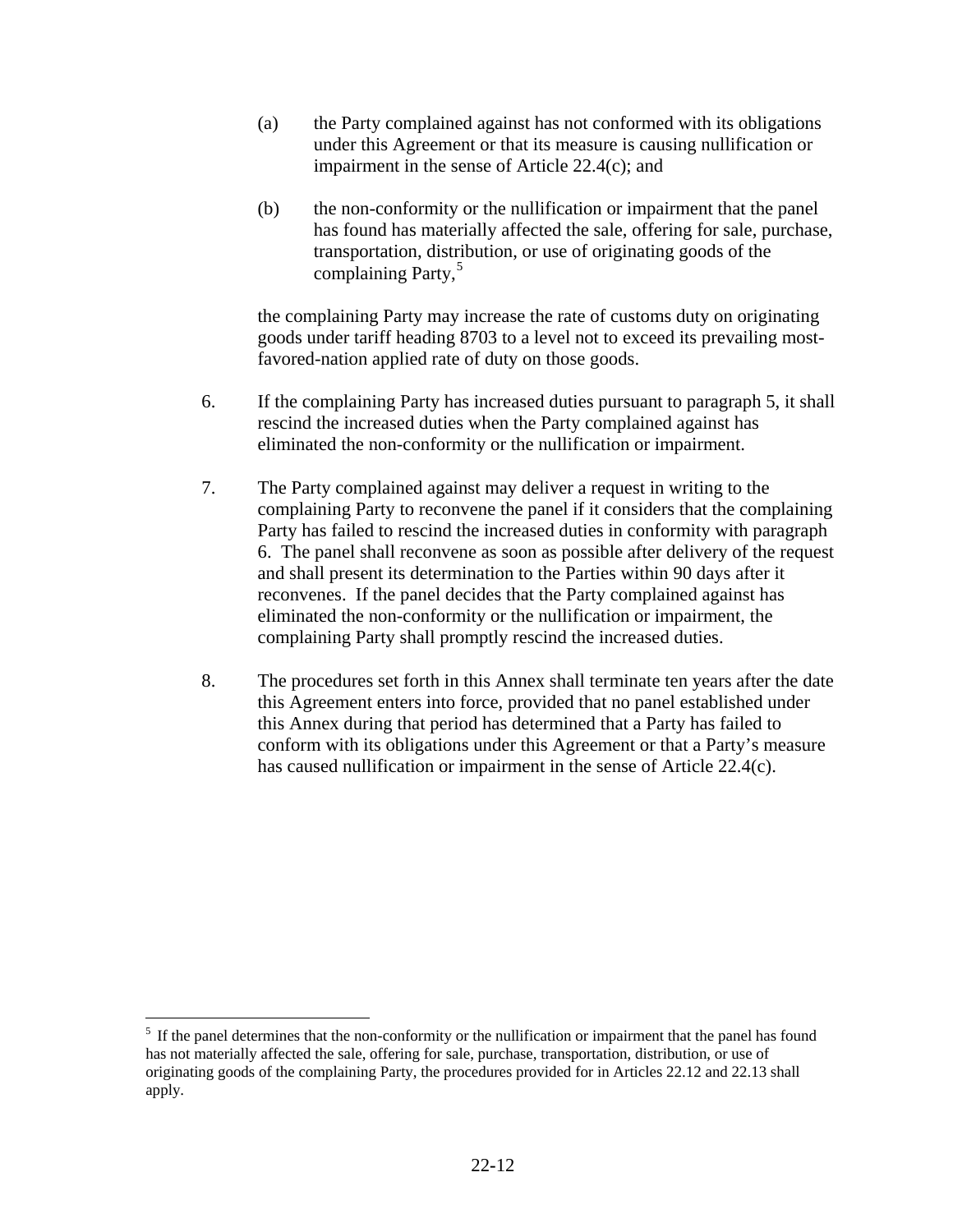(a) the Party complained against has not conformed with its obligations under this Agreement or that its measure is causing nullification or impairment in the sense of Article 22.4(c); and

(b) the non-conformity or the nullification or impairment that the panel has found has materially affected the sale, offering for sale, purchase, transportation, distribution, or use of originating goods of the complaining Party,[5]

the complaining Party may increase the rate of customs duty on originating goods under tariff heading 8703 to a level not to exceed its prevailing most-favored-nation applied rate of duty on those goods.

6. If the complaining Party has increased duties pursuant to paragraph 5, it shall rescind the increased duties when the Party complained against has eliminated the non-conformity or the nullification or impairment.

7. The Party complained against may deliver a request in writing to the complaining Party to reconvene the panel if it considers that the complaining Party has failed to rescind the increased duties in conformity with paragraph 6. The panel shall reconvene as soon as possible after delivery of the request and shall present its determination to the Parties within 90 days after it reconvenes. If the panel decides that the Party complained against has eliminated the non-conformity or the nullification or impairment, the complaining Party shall promptly rescind the increased duties.

8. The procedures set forth in this Annex shall terminate ten years after the date this Agreement enters into force, provided that no panel established under this Annex during that period has determined that a Party has failed to conform with its obligations under this Agreement or that a Party's measure has caused nullification or impairment in the sense of Article 22.4(c).

---

[5] If the panel determines that the non-conformity or the nullification or impairment that the panel has found has not materially affected the sale, offering for sale, purchase, transportation, distribution, or use of originating goods of the complaining Party, the procedures provided for in Articles 22.12 and 22.13 shall apply.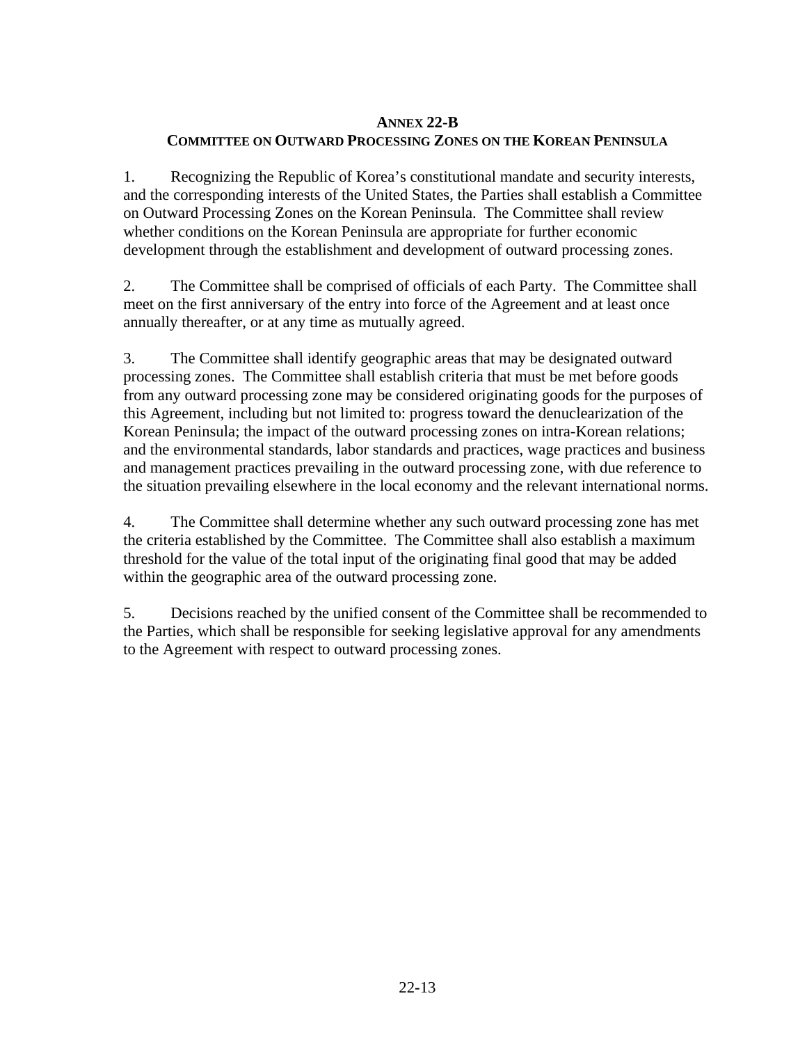## Annex 22-B

## Committee on Outward Processing Zones on the Korean Peninsula

1. Recognizing the Republic of Korea's constitutional mandate and security interests, and the corresponding interests of the United States, the Parties shall establish a Committee on Outward Processing Zones on the Korean Peninsula. The Committee shall review whether conditions on the Korean Peninsula are appropriate for further economic development through the establishment and development of outward processing zones.

2. The Committee shall be comprised of officials of each Party. The Committee shall meet on the first anniversary of the entry into force of the Agreement and at least once annually thereafter, or at any time as mutually agreed.

3. The Committee shall identify geographic areas that may be designated outward processing zones. The Committee shall establish criteria that must be met before goods from any outward processing zone may be considered originating goods for the purposes of this Agreement, including but not limited to: progress toward the denuclearization of the Korean Peninsula; the impact of the outward processing zones on intra-Korean relations; and the environmental standards, labor standards and practices, wage practices and business and management practices prevailing in the outward processing zone, with due reference to the situation prevailing elsewhere in the local economy and the relevant international norms.

4. The Committee shall determine whether any such outward processing zone has met the criteria established by the Committee. The Committee shall also establish a maximum threshold for the value of the total input of the originating final good that may be added within the geographic area of the outward processing zone.

5. Decisions reached by the unified consent of the Committee shall be recommended to the Parties, which shall be responsible for seeking legislative approval for any amendments to the Agreement with respect to outward processing zones.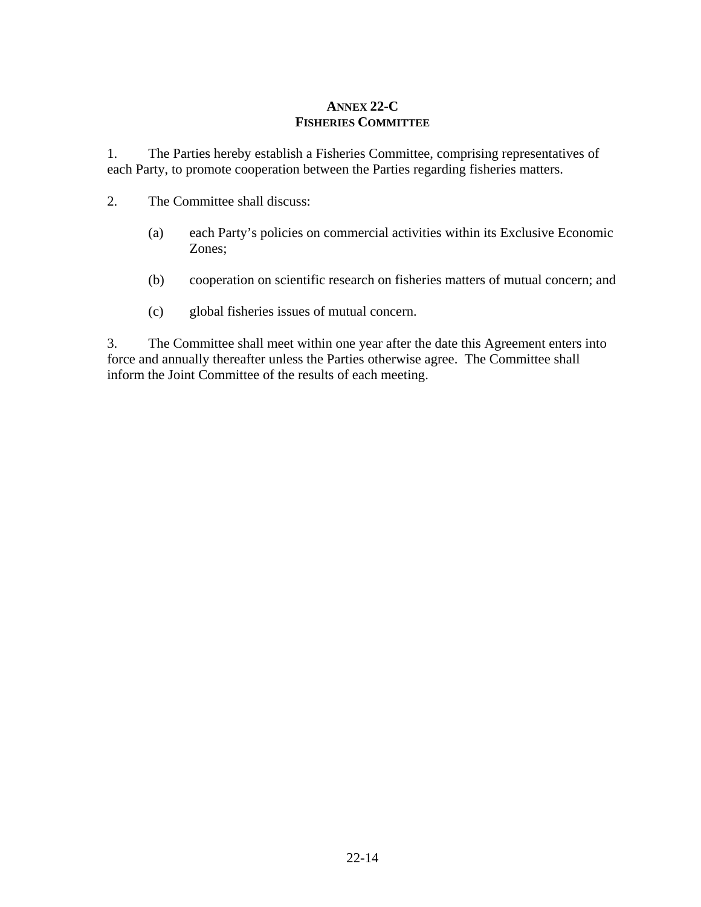## ANNEX 22-C
## FISHERIES COMMITTEE

1. The Parties hereby establish a Fisheries Committee, comprising representatives of each Party, to promote cooperation between the Parties regarding fisheries matters.

2. The Committee shall discuss:

   (a) each Party's policies on commercial activities within its Exclusive Economic Zones;

   (b) cooperation on scientific research on fisheries matters of mutual concern; and

   (c) global fisheries issues of mutual concern.

3. The Committee shall meet within one year after the date this Agreement enters into force and annually thereafter unless the Parties otherwise agree. The Committee shall inform the Joint Committee of the results of each meeting.